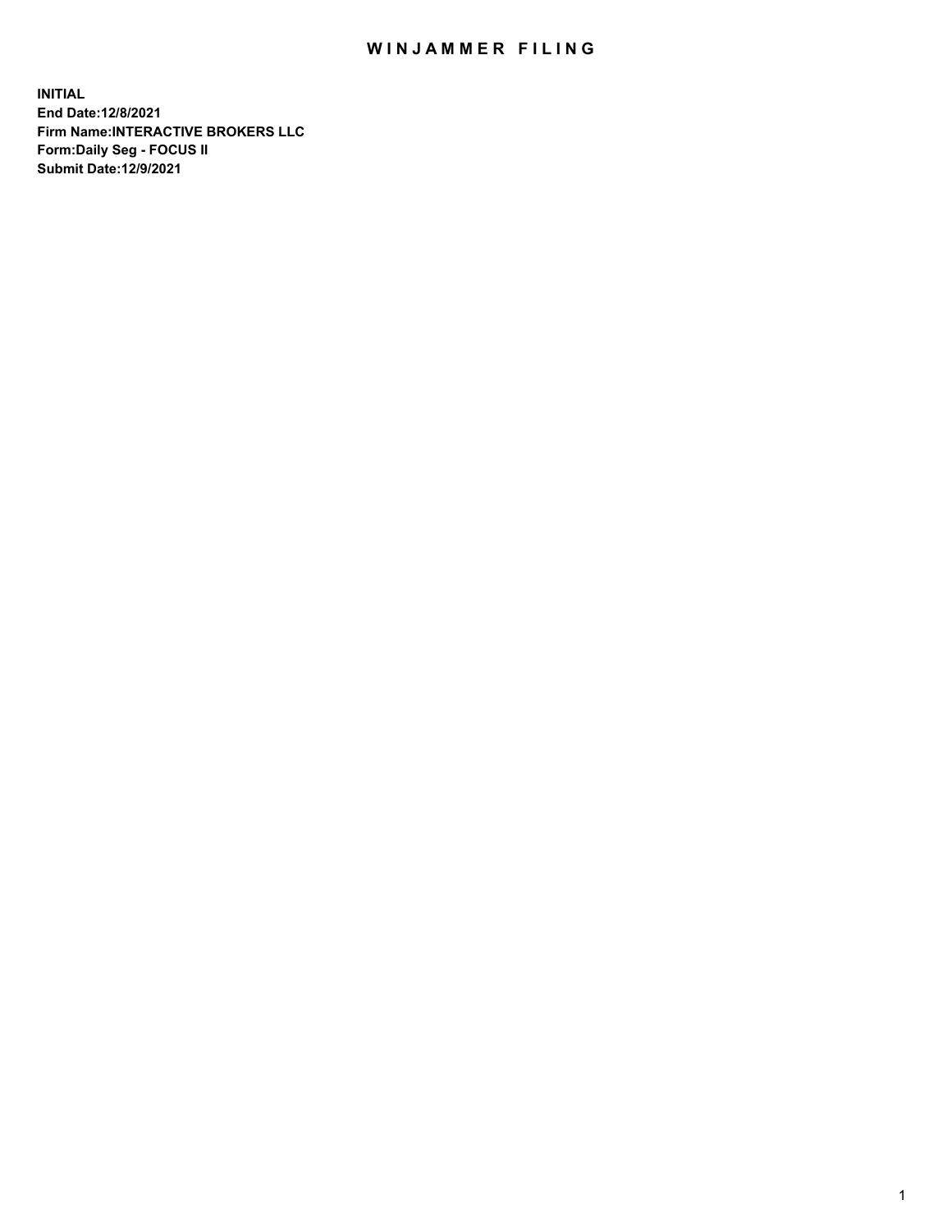# WINJAMMER FILING

**INITIAL**
**End Date:12/8/2021**
**Firm Name:INTERACTIVE BROKERS LLC**
**Form:Daily Seg - FOCUS II**
**Submit Date:12/9/2021**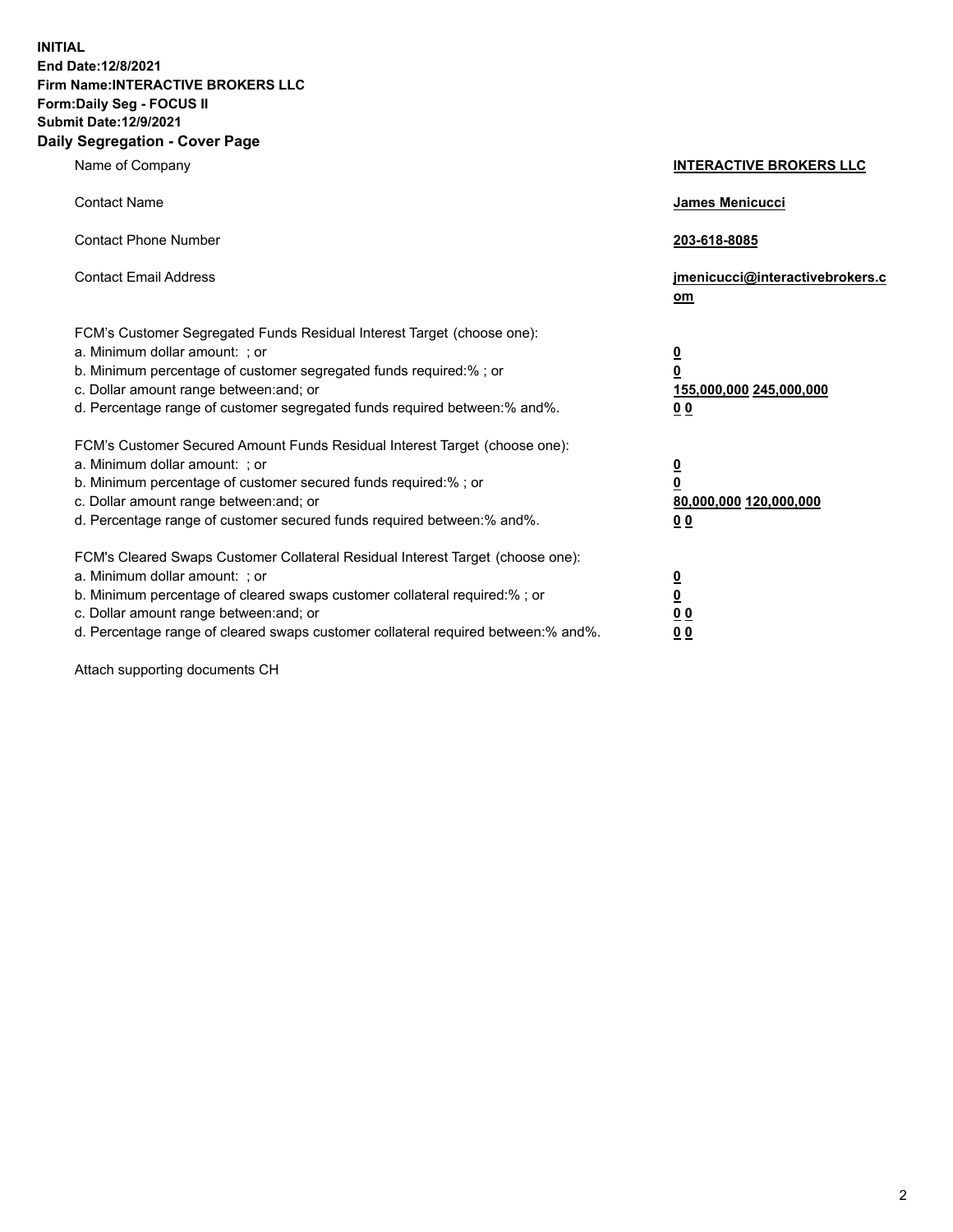**INITIAL**
**End Date:12/8/2021**
**Firm Name:INTERACTIVE BROKERS LLC**
**Form:Daily Seg - FOCUS II**
**Submit Date:12/9/2021**

## Daily Segregation - Cover Page

| | |
|---|---|
| Name of Company | **INTERACTIVE BROKERS LLC** |
| Contact Name | **James Menicucci** |
| Contact Phone Number | **203-618-8085** |
| Contact Email Address | **jmenicucci@interactivebrokers.com** |
| FCM's Customer Segregated Funds Residual Interest Target (choose one): | |
| a. Minimum dollar amount: ; or | **0** |
| b. Minimum percentage of customer segregated funds required:% ; or | **0** |
| c. Dollar amount range between:and; or | **155,000,000 245,000,000** |
| d. Percentage range of customer segregated funds required between:% and%. | **0 0** |
| FCM's Customer Secured Amount Funds Residual Interest Target (choose one): | |
| a. Minimum dollar amount: ; or | **0** |
| b. Minimum percentage of customer secured funds required:% ; or | **0** |
| c. Dollar amount range between:and; or | **80,000,000 120,000,000** |
| d. Percentage range of customer secured funds required between:% and%. | **0 0** |
| FCM's Cleared Swaps Customer Collateral Residual Interest Target (choose one): | |
| a. Minimum dollar amount: ; or | **0** |
| b. Minimum percentage of cleared swaps customer collateral required:% ; or | **0** |
| c. Dollar amount range between:and; or | **0 0** |
| d. Percentage range of cleared swaps customer collateral required between:% and%. | **0 0** |

Attach supporting documents CH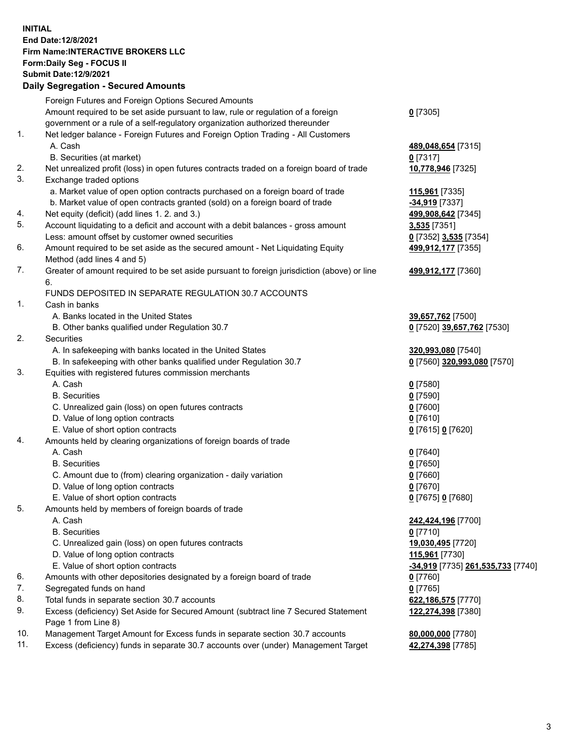**INITIAL**
**End Date:12/8/2021**
**Firm Name:INTERACTIVE BROKERS LLC**
**Form:Daily Seg - FOCUS II**
**Submit Date:12/9/2021**

## Daily Segregation - Secured Amounts

| | | |
|---|---|---|
| | Foreign Futures and Foreign Options Secured Amounts | |
| | Amount required to be set aside pursuant to law, rule or regulation of a foreign government or a rule of a self-regulatory organization authorized thereunder | **0** [7305] |
| 1. | Net ledger balance - Foreign Futures and Foreign Option Trading - All Customers | |
| | A. Cash | **489,048,654** [7315] |
| | B. Securities (at market) | **0** [7317] |
| 2. | Net unrealized profit (loss) in open futures contracts traded on a foreign board of trade | **10,778,946** [7325] |
| 3. | Exchange traded options | |
| | a. Market value of open option contracts purchased on a foreign board of trade | **115,961** [7335] |
| | b. Market value of open contracts granted (sold) on a foreign board of trade | **-34,919** [7337] |
| 4. | Net equity (deficit) (add lines 1. 2. and 3.) | **499,908,642** [7345] |
| 5. | Account liquidating to a deficit and account with a debit balances - gross amount | **3,535** [7351] |
| | Less: amount offset by customer owned securities | **0** [7352] **3,535** [7354] |
| 6. | Amount required to be set aside as the secured amount - Net Liquidating Equity Method (add lines 4 and 5) | **499,912,177** [7355] |
| 7. | Greater of amount required to be set aside pursuant to foreign jurisdiction (above) or line 6. | **499,912,177** [7360] |
| | FUNDS DEPOSITED IN SEPARATE REGULATION 30.7 ACCOUNTS | |
| 1. | Cash in banks | |
| | A. Banks located in the United States | **39,657,762** [7500] |
| | B. Other banks qualified under Regulation 30.7 | **0** [7520] **39,657,762** [7530] |
| 2. | Securities | |
| | A. In safekeeping with banks located in the United States | **320,993,080** [7540] |
| | B. In safekeeping with other banks qualified under Regulation 30.7 | **0** [7560] **320,993,080** [7570] |
| 3. | Equities with registered futures commission merchants | |
| | A. Cash | **0** [7580] |
| | B. Securities | **0** [7590] |
| | C. Unrealized gain (loss) on open futures contracts | **0** [7600] |
| | D. Value of long option contracts | **0** [7610] |
| | E. Value of short option contracts | **0** [7615] **0** [7620] |
| 4. | Amounts held by clearing organizations of foreign boards of trade | |
| | A. Cash | **0** [7640] |
| | B. Securities | **0** [7650] |
| | C. Amount due to (from) clearing organization - daily variation | **0** [7660] |
| | D. Value of long option contracts | **0** [7670] |
| | E. Value of short option contracts | **0** [7675] **0** [7680] |
| 5. | Amounts held by members of foreign boards of trade | |
| | A. Cash | **242,424,196** [7700] |
| | B. Securities | **0** [7710] |
| | C. Unrealized gain (loss) on open futures contracts | **19,030,495** [7720] |
| | D. Value of long option contracts | **115,961** [7730] |
| | E. Value of short option contracts | **-34,919** [7735] **261,535,733** [7740] |
| 6. | Amounts with other depositories designated by a foreign board of trade | **0** [7760] |
| 7. | Segregated funds on hand | **0** [7765] |
| 8. | Total funds in separate section 30.7 accounts | **622,186,575** [7770] |
| 9. | Excess (deficiency) Set Aside for Secured Amount (subtract line 7 Secured Statement Page 1 from Line 8) | **122,274,398** [7380] |
| 10. | Management Target Amount for Excess funds in separate section 30.7 accounts | **80,000,000** [7780] |
| 11. | Excess (deficiency) funds in separate 30.7 accounts over (under) Management Target | **42,274,398** [7785] |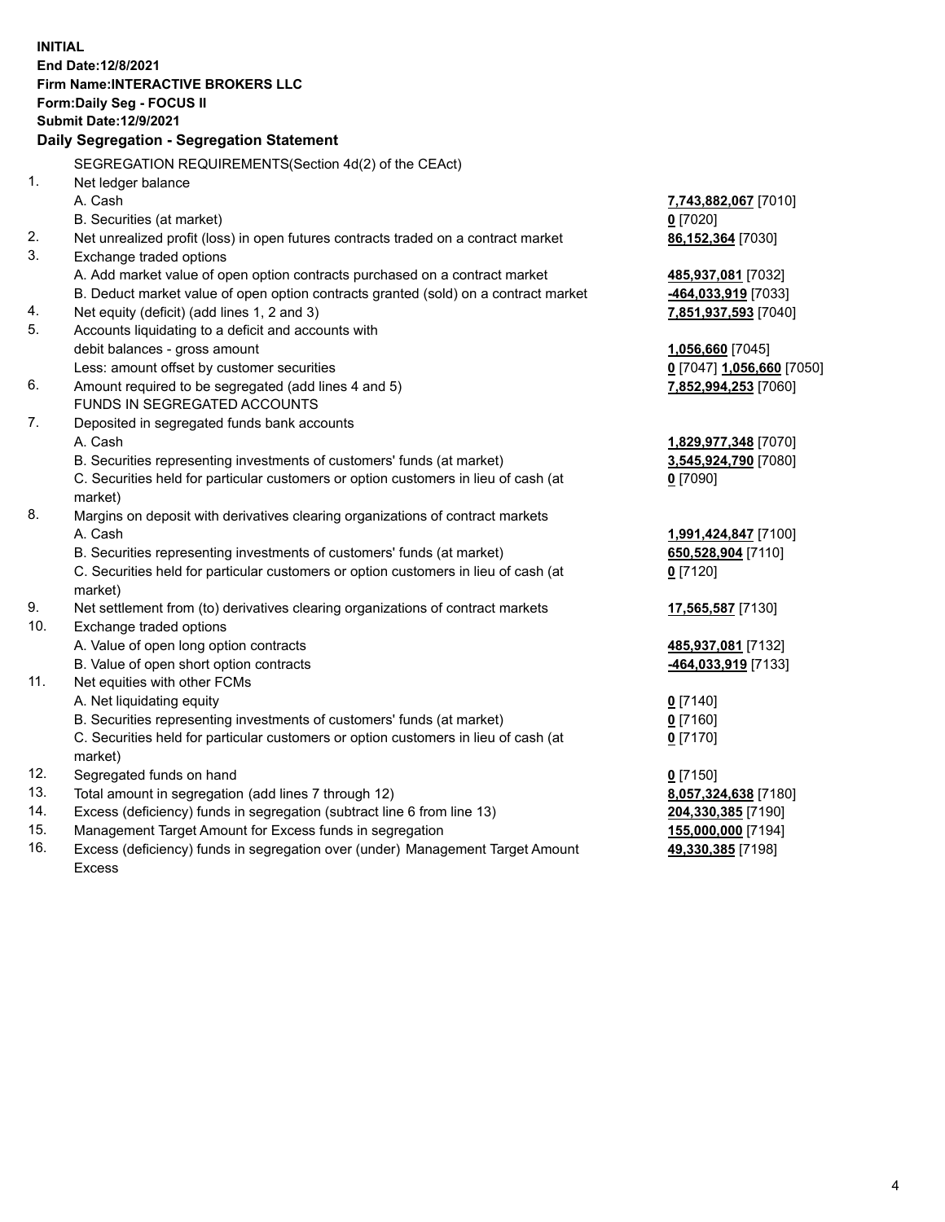**INITIAL**
**End Date:12/8/2021**
**Firm Name:INTERACTIVE BROKERS LLC**
**Form:Daily Seg - FOCUS II**
**Submit Date:12/9/2021**

### Daily Segregation - Segregation Statement

SEGREGATION REQUIREMENTS(Section 4d(2) of the CEAct)

| | | |
|---|---|---|
| 1. | Net ledger balance | |
| | A. Cash | **7,743,882,067** [7010] |
| | B. Securities (at market) | **0** [7020] |
| 2. | Net unrealized profit (loss) in open futures contracts traded on a contract market | **86,152,364** [7030] |
| 3. | Exchange traded options | |
| | A. Add market value of open option contracts purchased on a contract market | **485,937,081** [7032] |
| | B. Deduct market value of open option contracts granted (sold) on a contract market | **-464,033,919** [7033] |
| 4. | Net equity (deficit) (add lines 1, 2 and 3) | **7,851,937,593** [7040] |
| 5. | Accounts liquidating to a deficit and accounts with debit balances - gross amount | **1,056,660** [7045] |
| | Less: amount offset by customer securities | **0** [7047] **1,056,660** [7050] |
| 6. | Amount required to be segregated (add lines 4 and 5) | **7,852,994,253** [7060] |
| | FUNDS IN SEGREGATED ACCOUNTS | |
| 7. | Deposited in segregated funds bank accounts | |
| | A. Cash | **1,829,977,348** [7070] |
| | B. Securities representing investments of customers' funds (at market) | **3,545,924,790** [7080] |
| | C. Securities held for particular customers or option customers in lieu of cash (at market) | **0** [7090] |
| 8. | Margins on deposit with derivatives clearing organizations of contract markets | |
| | A. Cash | **1,991,424,847** [7100] |
| | B. Securities representing investments of customers' funds (at market) | **650,528,904** [7110] |
| | C. Securities held for particular customers or option customers in lieu of cash (at market) | **0** [7120] |
| 9. | Net settlement from (to) derivatives clearing organizations of contract markets | **17,565,587** [7130] |
| 10. | Exchange traded options | |
| | A. Value of open long option contracts | **485,937,081** [7132] |
| | B. Value of open short option contracts | **-464,033,919** [7133] |
| 11. | Net equities with other FCMs | |
| | A. Net liquidating equity | **0** [7140] |
| | B. Securities representing investments of customers' funds (at market) | **0** [7160] |
| | C. Securities held for particular customers or option customers in lieu of cash (at market) | **0** [7170] |
| 12. | Segregated funds on hand | **0** [7150] |
| 13. | Total amount in segregation (add lines 7 through 12) | **8,057,324,638** [7180] |
| 14. | Excess (deficiency) funds in segregation (subtract line 6 from line 13) | **204,330,385** [7190] |
| 15. | Management Target Amount for Excess funds in segregation | **155,000,000** [7194] |
| 16. | Excess (deficiency) funds in segregation over (under) Management Target Amount Excess | **49,330,385** [7198] |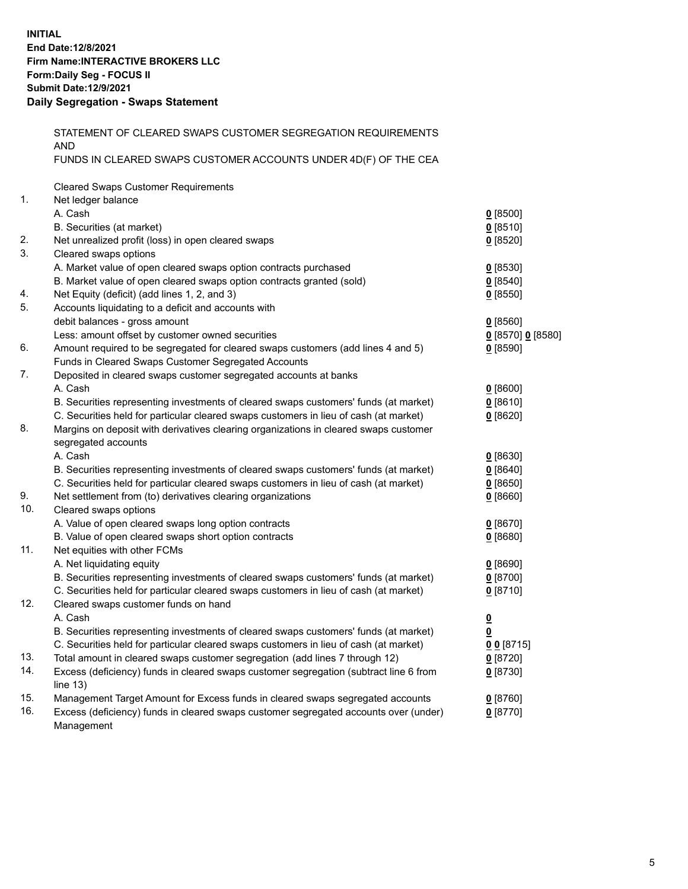**INITIAL**
**End Date:12/8/2021**
**Firm Name:INTERACTIVE BROKERS LLC**
**Form:Daily Seg - FOCUS II**
**Submit Date:12/9/2021**
**Daily Segregation - Swaps Statement**

STATEMENT OF CLEARED SWAPS CUSTOMER SEGREGATION REQUIREMENTS AND
FUNDS IN CLEARED SWAPS CUSTOMER ACCOUNTS UNDER 4D(F) OF THE CEA

| | | |
|---|---|---|
| | Cleared Swaps Customer Requirements | |
| 1. | Net ledger balance | |
| | A. Cash | 0 [8500] |
| | B. Securities (at market) | 0 [8510] |
| 2. | Net unrealized profit (loss) in open cleared swaps | 0 [8520] |
| 3. | Cleared swaps options | |
| | A. Market value of open cleared swaps option contracts purchased | 0 [8530] |
| | B. Market value of open cleared swaps option contracts granted (sold) | 0 [8540] |
| 4. | Net Equity (deficit) (add lines 1, 2, and 3) | 0 [8550] |
| 5. | Accounts liquidating to a deficit and accounts with | |
| | debit balances - gross amount | 0 [8560] |
| | Less: amount offset by customer owned securities | 0 [8570] 0 [8580] |
| 6. | Amount required to be segregated for cleared swaps customers (add lines 4 and 5) | 0 [8590] |
| | Funds in Cleared Swaps Customer Segregated Accounts | |
| 7. | Deposited in cleared swaps customer segregated accounts at banks | |
| | A. Cash | 0 [8600] |
| | B. Securities representing investments of cleared swaps customers' funds (at market) | 0 [8610] |
| | C. Securities held for particular cleared swaps customers in lieu of cash (at market) | 0 [8620] |
| 8. | Margins on deposit with derivatives clearing organizations in cleared swaps customer segregated accounts | |
| | A. Cash | 0 [8630] |
| | B. Securities representing investments of cleared swaps customers' funds (at market) | 0 [8640] |
| | C. Securities held for particular cleared swaps customers in lieu of cash (at market) | 0 [8650] |
| 9. | Net settlement from (to) derivatives clearing organizations | 0 [8660] |
| 10. | Cleared swaps options | |
| | A. Value of open cleared swaps long option contracts | 0 [8670] |
| | B. Value of open cleared swaps short option contracts | 0 [8680] |
| 11. | Net equities with other FCMs | |
| | A. Net liquidating equity | 0 [8690] |
| | B. Securities representing investments of cleared swaps customers' funds (at market) | 0 [8700] |
| | C. Securities held for particular cleared swaps customers in lieu of cash (at market) | 0 [8710] |
| 12. | Cleared swaps customer funds on hand | |
| | A. Cash | 0 |
| | B. Securities representing investments of cleared swaps customers' funds (at market) | 0 |
| | C. Securities held for particular cleared swaps customers in lieu of cash (at market) | 0 0 [8715] |
| 13. | Total amount in cleared swaps customer segregation (add lines 7 through 12) | 0 [8720] |
| 14. | Excess (deficiency) funds in cleared swaps customer segregation (subtract line 6 from line 13) | 0 [8730] |
| 15. | Management Target Amount for Excess funds in cleared swaps segregated accounts | 0 [8760] |
| 16. | Excess (deficiency) funds in cleared swaps customer segregated accounts over (under) Management | 0 [8770] |